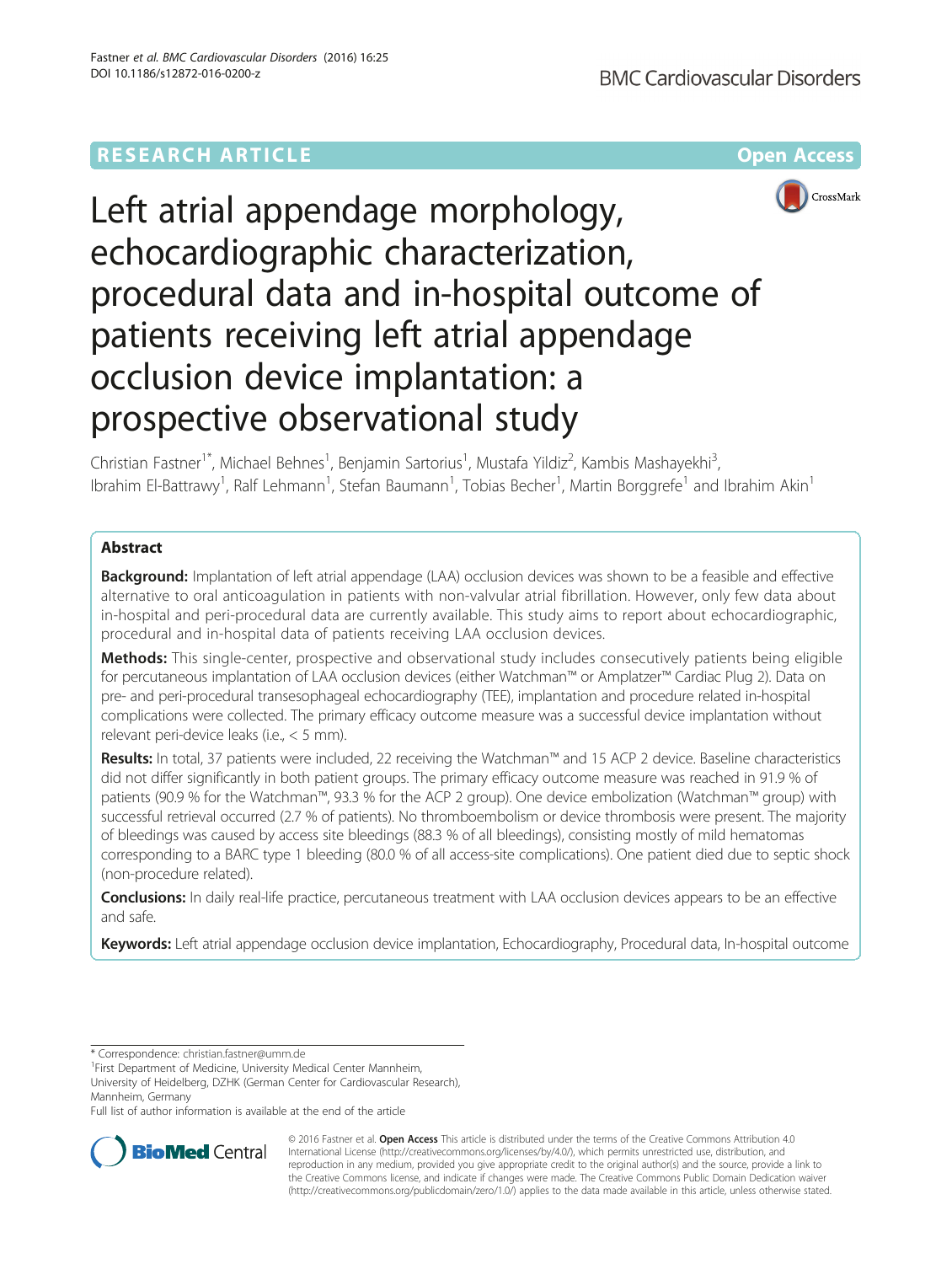RESEARCH ARTICLE

Open Access

# Left atrial appendage morphology, echocardiographic characterization, procedural data and in-hospital outcome of patients receiving left atrial appendage occlusion device implantation: a prospective observational study

Christian Fastner[1*], Michael Behnes[1], Benjamin Sartorius[1], Mustafa Yildiz[2], Kambis Mashayekhi[3], Ibrahim El-Battrawy[1], Ralf Lehmann[1], Stefan Baumann[1], Tobias Becher[1], Martin Borggrefe[1] and Ibrahim Akin[1]

## Abstract

**Background:** Implantation of left atrial appendage (LAA) occlusion devices was shown to be a feasible and effective alternative to oral anticoagulation in patients with non-valvular atrial fibrillation. However, only few data about in-hospital and peri-procedural data are currently available. This study aims to report about echocardiographic, procedural and in-hospital data of patients receiving LAA occlusion devices.

**Methods:** This single-center, prospective and observational study includes consecutively patients being eligible for percutaneous implantation of LAA occlusion devices (either Watchman™ or Amplatzer™ Cardiac Plug 2). Data on pre- and peri-procedural transesophageal echocardiography (TEE), implantation and procedure related in-hospital complications were collected. The primary efficacy outcome measure was a successful device implantation without relevant peri-device leaks (i.e., < 5 mm).

**Results:** In total, 37 patients were included, 22 receiving the Watchman™ and 15 ACP 2 device. Baseline characteristics did not differ significantly in both patient groups. The primary efficacy outcome measure was reached in 91.9 % of patients (90.9 % for the Watchman™, 93.3 % for the ACP 2 group). One device embolization (Watchman™ group) with successful retrieval occurred (2.7 % of patients). No thromboembolism or device thrombosis were present. The majority of bleedings was caused by access site bleedings (88.3 % of all bleedings), consisting mostly of mild hematomas corresponding to a BARC type 1 bleeding (80.0 % of all access-site complications). One patient died due to septic shock (non-procedure related).

**Conclusions:** In daily real-life practice, percutaneous treatment with LAA occlusion devices appears to be an effective and safe.

**Keywords:** Left atrial appendage occlusion device implantation, Echocardiography, Procedural data, In-hospital outcome

---

* Correspondence: christian.fastner@umm.de
[1]First Department of Medicine, University Medical Center Mannheim, University of Heidelberg, DZHK (German Center for Cardiovascular Research), Mannheim, Germany
Full list of author information is available at the end of the article

© 2016 Fastner et al. **Open Access** This article is distributed under the terms of the Creative Commons Attribution 4.0 International License (http://creativecommons.org/licenses/by/4.0/), which permits unrestricted use, distribution, and reproduction in any medium, provided you give appropriate credit to the original author(s) and the source, provide a link to the Creative Commons license, and indicate if changes were made. The Creative Commons Public Domain Dedication waiver (http://creativecommons.org/publicdomain/zero/1.0/) applies to the data made available in this article, unless otherwise stated.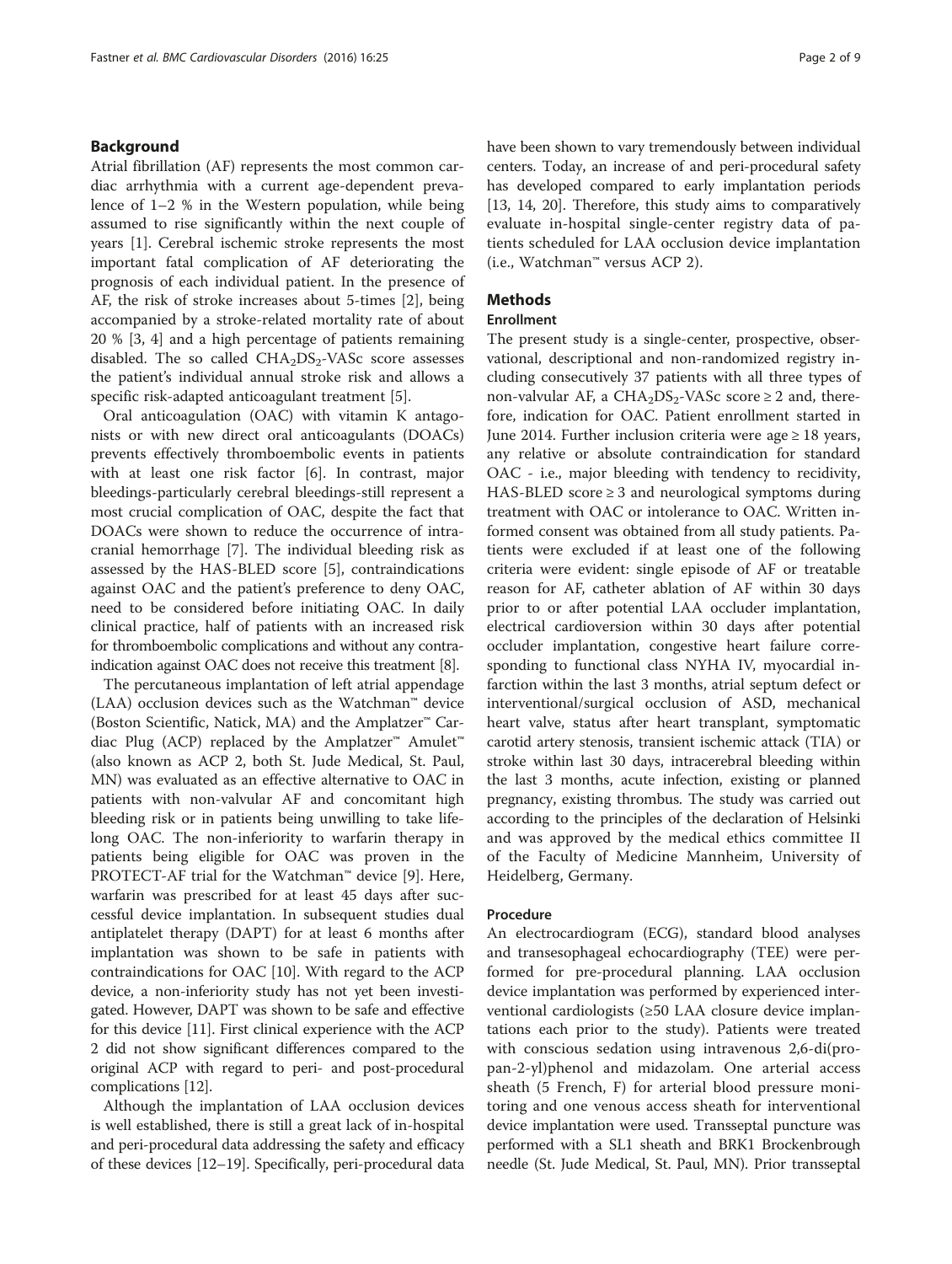## Background

Atrial fibrillation (AF) represents the most common cardiac arrhythmia with a current age-dependent prevalence of 1–2 % in the Western population, while being assumed to rise significantly within the next couple of years [1]. Cerebral ischemic stroke represents the most important fatal complication of AF deteriorating the prognosis of each individual patient. In the presence of AF, the risk of stroke increases about 5-times [2], being accompanied by a stroke-related mortality rate of about 20 % [3, 4] and a high percentage of patients remaining disabled. The so called $CHA_2DS_2$-VASc score assesses the patient's individual annual stroke risk and allows a specific risk-adapted anticoagulant treatment [5].

Oral anticoagulation (OAC) with vitamin K antagonists or with new direct oral anticoagulants (DOACs) prevents effectively thromboembolic events in patients with at least one risk factor [6]. In contrast, major bleedings-particularly cerebral bleedings-still represent a most crucial complication of OAC, despite the fact that DOACs were shown to reduce the occurrence of intracranial hemorrhage [7]. The individual bleeding risk as assessed by the HAS-BLED score [5], contraindications against OAC and the patient's preference to deny OAC, need to be considered before initiating OAC. In daily clinical practice, half of patients with an increased risk for thromboembolic complications and without any contraindication against OAC does not receive this treatment [8].

The percutaneous implantation of left atrial appendage (LAA) occlusion devices such as the Watchman™ device (Boston Scientific, Natick, MA) and the Amplatzer™ Cardiac Plug (ACP) replaced by the Amplatzer™ Amulet™ (also known as ACP 2, both St. Jude Medical, St. Paul, MN) was evaluated as an effective alternative to OAC in patients with non-valvular AF and concomitant high bleeding risk or in patients being unwilling to take lifelong OAC. The non-inferiority to warfarin therapy in patients being eligible for OAC was proven in the PROTECT-AF trial for the Watchman™ device [9]. Here, warfarin was prescribed for at least 45 days after successful device implantation. In subsequent studies dual antiplatelet therapy (DAPT) for at least 6 months after implantation was shown to be safe in patients with contraindications for OAC [10]. With regard to the ACP device, a non-inferiority study has not yet been investigated. However, DAPT was shown to be safe and effective for this device [11]. First clinical experience with the ACP 2 did not show significant differences compared to the original ACP with regard to peri- and post-procedural complications [12].

Although the implantation of LAA occlusion devices is well established, there is still a great lack of in-hospital and peri-procedural data addressing the safety and efficacy of these devices [12–19]. Specifically, peri-procedural data have been shown to vary tremendously between individual centers. Today, an increase of and peri-procedural safety has developed compared to early implantation periods [13, 14, 20]. Therefore, this study aims to comparatively evaluate in-hospital single-center registry data of patients scheduled for LAA occlusion device implantation (i.e., Watchman™ versus ACP 2).

## Methods

### Enrollment

The present study is a single-center, prospective, observational, descriptional and non-randomized registry including consecutively 37 patients with all three types of non-valvular AF, a $CHA_2DS_2$-VASc score ≥ 2 and, therefore, indication for OAC. Patient enrollment started in June 2014. Further inclusion criteria were age ≥ 18 years, any relative or absolute contraindication for standard OAC - i.e., major bleeding with tendency to recidivity, HAS-BLED score ≥ 3 and neurological symptoms during treatment with OAC or intolerance to OAC. Written informed consent was obtained from all study patients. Patients were excluded if at least one of the following criteria were evident: single episode of AF or treatable reason for AF, catheter ablation of AF within 30 days prior to or after potential LAA occluder implantation, electrical cardioversion within 30 days after potential occluder implantation, congestive heart failure corresponding to functional class NYHA IV, myocardial infarction within the last 3 months, atrial septum defect or interventional/surgical occlusion of ASD, mechanical heart valve, status after heart transplant, symptomatic carotid artery stenosis, transient ischemic attack (TIA) or stroke within last 30 days, intracerebral bleeding within the last 3 months, acute infection, existing or planned pregnancy, existing thrombus. The study was carried out according to the principles of the declaration of Helsinki and was approved by the medical ethics committee II of the Faculty of Medicine Mannheim, University of Heidelberg, Germany.

### Procedure

An electrocardiogram (ECG), standard blood analyses and transesophageal echocardiography (TEE) were performed for pre-procedural planning. LAA occlusion device implantation was performed by experienced interventional cardiologists (≥50 LAA closure device implantations each prior to the study). Patients were treated with conscious sedation using intravenous 2,6-di(propan-2-yl)phenol and midazolam. One arterial access sheath (5 French, F) for arterial blood pressure monitoring and one venous access sheath for interventional device implantation were used. Transseptal puncture was performed with a SL1 sheath and BRK1 Brockenbrough needle (St. Jude Medical, St. Paul, MN). Prior transseptal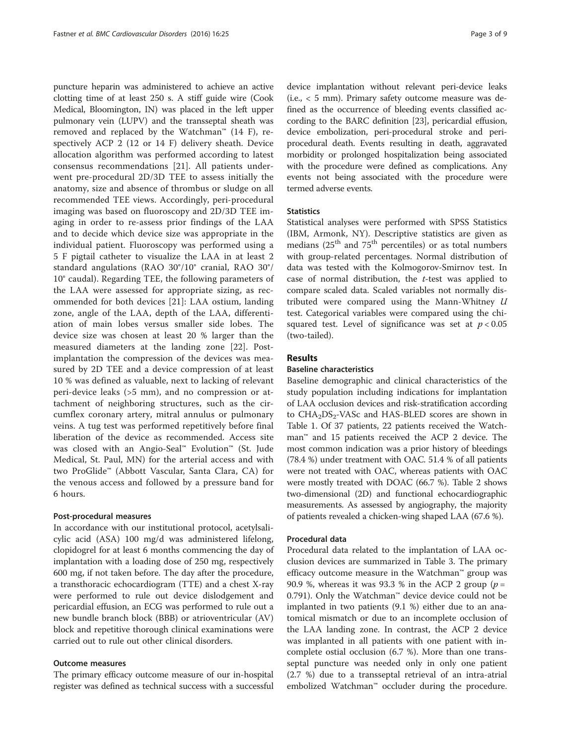puncture heparin was administered to achieve an active clotting time of at least 250 s. A stiff guide wire (Cook Medical, Bloomington, IN) was placed in the left upper pulmonary vein (LUPV) and the transseptal sheath was removed and replaced by the Watchman™ (14 F), respectively ACP 2 (12 or 14 F) delivery sheath. Device allocation algorithm was performed according to latest consensus recommendations [21]. All patients underwent pre-procedural 2D/3D TEE to assess initially the anatomy, size and absence of thrombus or sludge on all recommended TEE views. Accordingly, peri-procedural imaging was based on fluoroscopy and 2D/3D TEE imaging in order to re-assess prior findings of the LAA and to decide which device size was appropriate in the individual patient. Fluoroscopy was performed using a 5 F pigtail catheter to visualize the LAA in at least 2 standard angulations (RAO 30°/10° cranial, RAO 30°/10° caudal). Regarding TEE, the following parameters of the LAA were assessed for appropriate sizing, as recommended for both devices [21]: LAA ostium, landing zone, angle of the LAA, depth of the LAA, differentiation of main lobes versus smaller side lobes. The device size was chosen at least 20 % larger than the measured diameters at the landing zone [22]. Post-implantation the compression of the devices was measured by 2D TEE and a device compression of at least 10 % was defined as valuable, next to lacking of relevant peri-device leaks (>5 mm), and no compression or attachment of neighboring structures, such as the circumflex coronary artery, mitral annulus or pulmonary veins. A tug test was performed repetitively before final liberation of the device as recommended. Access site was closed with an Angio-Seal™ Evolution™ (St. Jude Medical, St. Paul, MN) for the arterial access and with two ProGlide™ (Abbott Vascular, Santa Clara, CA) for the venous access and followed by a pressure band for 6 hours.

### Post-procedural measures

In accordance with our institutional protocol, acetylsalicylic acid (ASA) 100 mg/d was administered lifelong, clopidogrel for at least 6 months commencing the day of implantation with a loading dose of 250 mg, respectively 600 mg, if not taken before. The day after the procedure, a transthoracic echocardiogram (TTE) and a chest X-ray were performed to rule out device dislodgement and pericardial effusion, an ECG was performed to rule out a new bundle branch block (BBB) or atrioventricular (AV) block and repetitive thorough clinical examinations were carried out to rule out other clinical disorders.

### Outcome measures

The primary efficacy outcome measure of our in-hospital register was defined as technical success with a successful device implantation without relevant peri-device leaks (i.e., < 5 mm). Primary safety outcome measure was defined as the occurrence of bleeding events classified according to the BARC definition [23], pericardial effusion, device embolization, peri-procedural stroke and peri-procedural death. Events resulting in death, aggravated morbidity or prolonged hospitalization being associated with the procedure were defined as complications. Any events not being associated with the procedure were termed adverse events.

### Statistics

Statistical analyses were performed with SPSS Statistics (IBM, Armonk, NY). Descriptive statistics are given as medians (25th and 75th percentiles) or as total numbers with group-related percentages. Normal distribution of data was tested with the Kolmogorov-Smirnov test. In case of normal distribution, the *t*-test was applied to compare scaled data. Scaled variables not normally distributed were compared using the Mann-Whitney *U* test. Categorical variables were compared using the chi-squared test. Level of significance was set at $p < 0.05$ (two-tailed).

## Results

### Baseline characteristics

Baseline demographic and clinical characteristics of the study population including indications for implantation of LAA occlusion devices and risk-stratification according to $CHA_2DS_2$-VASc and HAS-BLED scores are shown in Table 1. Of 37 patients, 22 patients received the Watchman™ and 15 patients received the ACP 2 device. The most common indication was a prior history of bleedings (78.4 %) under treatment with OAC. 51.4 % of all patients were not treated with OAC, whereas patients with OAC were mostly treated with DOAC (66.7 %). Table 2 shows two-dimensional (2D) and functional echocardiographic measurements. As assessed by angiography, the majority of patients revealed a chicken-wing shaped LAA (67.6 %).

### Procedural data

Procedural data related to the implantation of LAA occlusion devices are summarized in Table 3. The primary efficacy outcome measure in the Watchman™ group was 90.9 %, whereas it was 93.3 % in the ACP 2 group ($p = 0.791$). Only the Watchman™ device device could not be implanted in two patients (9.1 %) either due to an anatomical mismatch or due to an incomplete occlusion of the LAA landing zone. In contrast, the ACP 2 device was implanted in all patients with one patient with incomplete ostial occlusion (6.7 %). More than one transseptal puncture was needed only in only one patient (2.7 %) due to a transseptal retrieval of an intra-atrial embolized Watchman™ occluder during the procedure.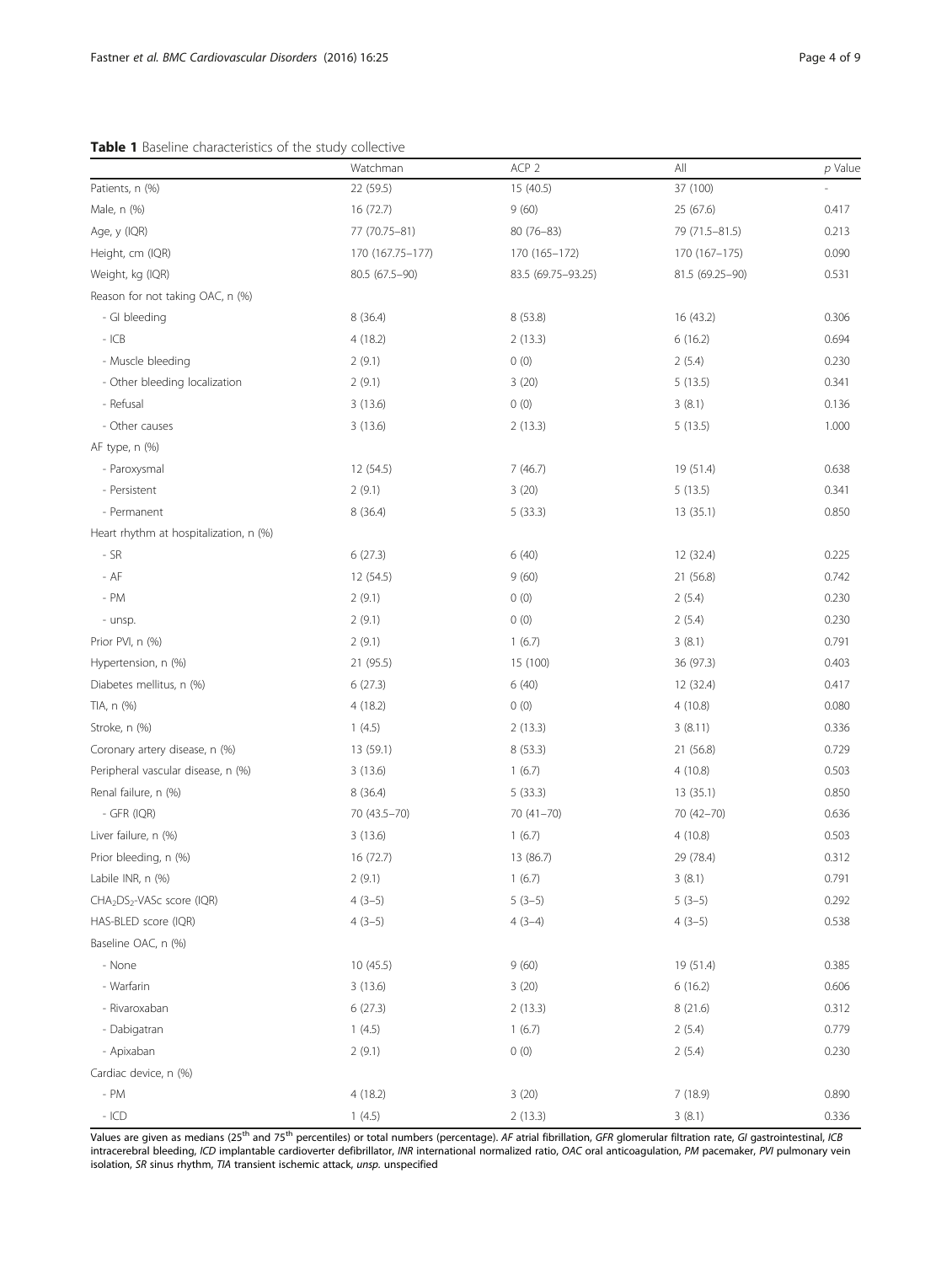**Table 1** Baseline characteristics of the study collective

| | Watchman | ACP 2 | All | *p* Value |
|---|---|---|---|---|
| Patients, n (%) | 22 (59.5) | 15 (40.5) | 37 (100) | - |
| Male, n (%) | 16 (72.7) | 9 (60) | 25 (67.6) | 0.417 |
| Age, y (IQR) | 77 (70.75–81) | 80 (76–83) | 79 (71.5–81.5) | 0.213 |
| Height, cm (IQR) | 170 (167.75–177) | 170 (165–172) | 170 (167–175) | 0.090 |
| Weight, kg (IQR) | 80.5 (67.5–90) | 83.5 (69.75–93.25) | 81.5 (69.25–90) | 0.531 |
| Reason for not taking OAC, n (%) | | | | |
| - GI bleeding | 8 (36.4) | 8 (53.8) | 16 (43.2) | 0.306 |
| - ICB | 4 (18.2) | 2 (13.3) | 6 (16.2) | 0.694 |
| - Muscle bleeding | 2 (9.1) | 0 (0) | 2 (5.4) | 0.230 |
| - Other bleeding localization | 2 (9.1) | 3 (20) | 5 (13.5) | 0.341 |
| - Refusal | 3 (13.6) | 0 (0) | 3 (8.1) | 0.136 |
| - Other causes | 3 (13.6) | 2 (13.3) | 5 (13.5) | 1.000 |
| AF type, n (%) | | | | |
| - Paroxysmal | 12 (54.5) | 7 (46.7) | 19 (51.4) | 0.638 |
| - Persistent | 2 (9.1) | 3 (20) | 5 (13.5) | 0.341 |
| - Permanent | 8 (36.4) | 5 (33.3) | 13 (35.1) | 0.850 |
| Heart rhythm at hospitalization, n (%) | | | | |
| - SR | 6 (27.3) | 6 (40) | 12 (32.4) | 0.225 |
| - AF | 12 (54.5) | 9 (60) | 21 (56.8) | 0.742 |
| - PM | 2 (9.1) | 0 (0) | 2 (5.4) | 0.230 |
| - unsp. | 2 (9.1) | 0 (0) | 2 (5.4) | 0.230 |
| Prior PVI, n (%) | 2 (9.1) | 1 (6.7) | 3 (8.1) | 0.791 |
| Hypertension, n (%) | 21 (95.5) | 15 (100) | 36 (97.3) | 0.403 |
| Diabetes mellitus, n (%) | 6 (27.3) | 6 (40) | 12 (32.4) | 0.417 |
| TIA, n (%) | 4 (18.2) | 0 (0) | 4 (10.8) | 0.080 |
| Stroke, n (%) | 1 (4.5) | 2 (13.3) | 3 (8.11) | 0.336 |
| Coronary artery disease, n (%) | 13 (59.1) | 8 (53.3) | 21 (56.8) | 0.729 |
| Peripheral vascular disease, n (%) | 3 (13.6) | 1 (6.7) | 4 (10.8) | 0.503 |
| Renal failure, n (%) | 8 (36.4) | 5 (33.3) | 13 (35.1) | 0.850 |
| - GFR (IQR) | 70 (43.5–70) | 70 (41–70) | 70 (42–70) | 0.636 |
| Liver failure, n (%) | 3 (13.6) | 1 (6.7) | 4 (10.8) | 0.503 |
| Prior bleeding, n (%) | 16 (72.7) | 13 (86.7) | 29 (78.4) | 0.312 |
| Labile INR, n (%) | 2 (9.1) | 1 (6.7) | 3 (8.1) | 0.791 |
| $CHA_2DS_2$-VASc score (IQR) | 4 (3–5) | 5 (3–5) | 5 (3–5) | 0.292 |
| HAS-BLED score (IQR) | 4 (3–5) | 4 (3–4) | 4 (3–5) | 0.538 |
| Baseline OAC, n (%) | | | | |
| - None | 10 (45.5) | 9 (60) | 19 (51.4) | 0.385 |
| - Warfarin | 3 (13.6) | 3 (20) | 6 (16.2) | 0.606 |
| - Rivaroxaban | 6 (27.3) | 2 (13.3) | 8 (21.6) | 0.312 |
| - Dabigatran | 1 (4.5) | 1 (6.7) | 2 (5.4) | 0.779 |
| - Apixaban | 2 (9.1) | 0 (0) | 2 (5.4) | 0.230 |
| Cardiac device, n (%) | | | | |
| - PM | 4 (18.2) | 3 (20) | 7 (18.9) | 0.890 |
| - ICD | 1 (4.5) | 2 (13.3) | 3 (8.1) | 0.336 |

Values are given as medians (25th and 75th percentiles) or total numbers (percentage). *AF* atrial fibrillation, *GFR* glomerular filtration rate, *GI* gastrointestinal, *ICB* intracerebral bleeding, *ICD* implantable cardioverter defibrillator, *INR* international normalized ratio, *OAC* oral anticoagulation, *PM* pacemaker, *PVI* pulmonary vein isolation, *SR* sinus rhythm, *TIA* transient ischemic attack, *unsp.* unspecified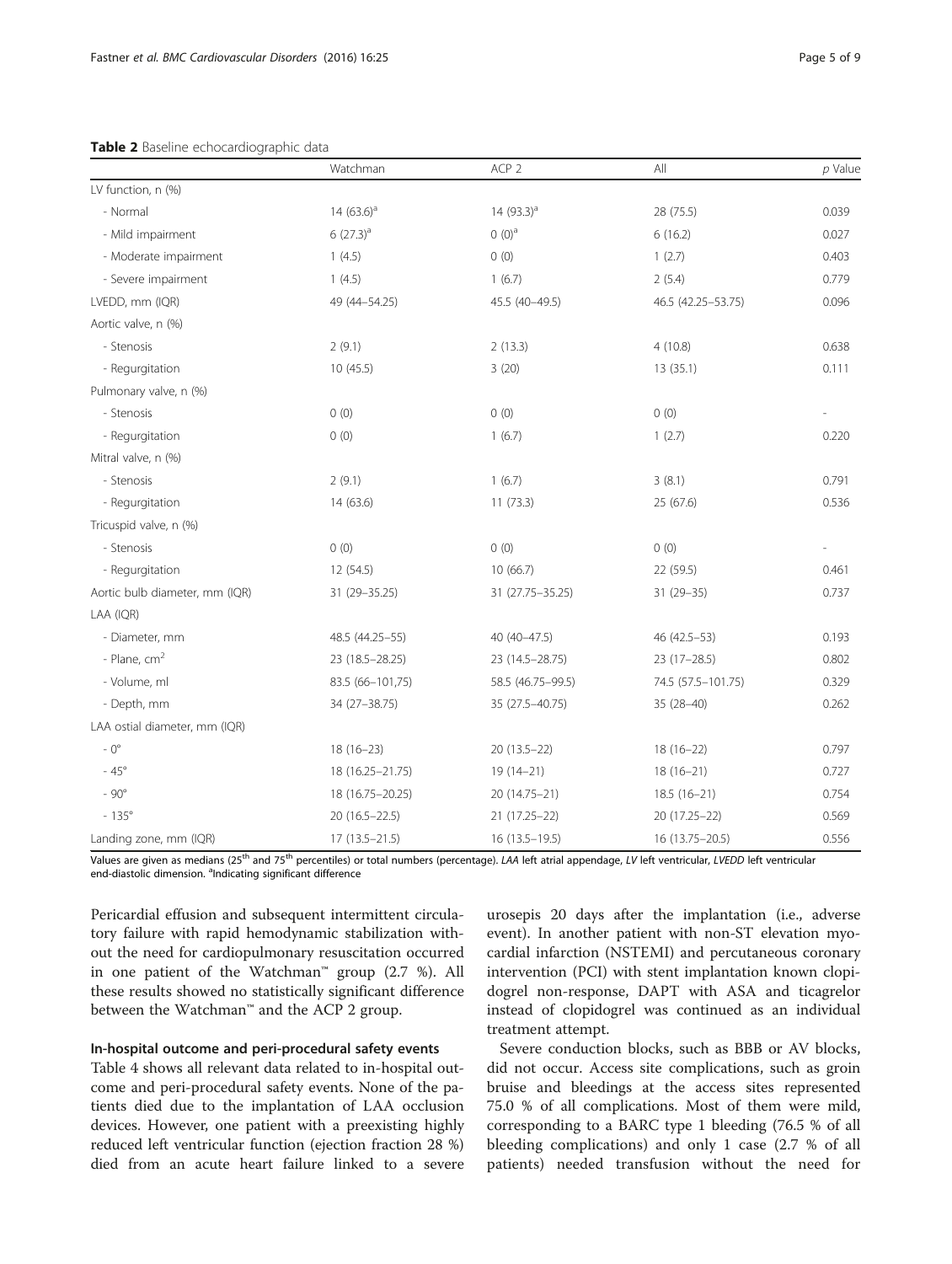**Table 2** Baseline echocardiographic data

| | Watchman | ACP 2 | All | *p* Value |
|---|---|---|---|---|
| LV function, n (%) | | | | |
| - Normal | 14 (63.6)[a] | 14 (93.3)[a] | 28 (75.5) | 0.039 |
| - Mild impairment | 6 (27.3)[a] | 0 (0)[a] | 6 (16.2) | 0.027 |
| - Moderate impairment | 1 (4.5) | 0 (0) | 1 (2.7) | 0.403 |
| - Severe impairment | 1 (4.5) | 1 (6.7) | 2 (5.4) | 0.779 |
| LVEDD, mm (IQR) | 49 (44–54.25) | 45.5 (40–49.5) | 46.5 (42.25–53.75) | 0.096 |
| Aortic valve, n (%) | | | | |
| - Stenosis | 2 (9.1) | 2 (13.3) | 4 (10.8) | 0.638 |
| - Regurgitation | 10 (45.5) | 3 (20) | 13 (35.1) | 0.111 |
| Pulmonary valve, n (%) | | | | |
| - Stenosis | 0 (0) | 0 (0) | 0 (0) | - |
| - Regurgitation | 0 (0) | 1 (6.7) | 1 (2.7) | 0.220 |
| Mitral valve, n (%) | | | | |
| - Stenosis | 2 (9.1) | 1 (6.7) | 3 (8.1) | 0.791 |
| - Regurgitation | 14 (63.6) | 11 (73.3) | 25 (67.6) | 0.536 |
| Tricuspid valve, n (%) | | | | |
| - Stenosis | 0 (0) | 0 (0) | 0 (0) | - |
| - Regurgitation | 12 (54.5) | 10 (66.7) | 22 (59.5) | 0.461 |
| Aortic bulb diameter, mm (IQR) | 31 (29–35.25) | 31 (27.75–35.25) | 31 (29–35) | 0.737 |
| LAA (IQR) | | | | |
| - Diameter, mm | 48.5 (44.25–55) | 40 (40–47.5) | 46 (42.5–53) | 0.193 |
| - Plane, cm$^2$ | 23 (18.5–28.25) | 23 (14.5–28.75) | 23 (17–28.5) | 0.802 |
| - Volume, ml | 83.5 (66–101,75) | 58.5 (46.75–99.5) | 74.5 (57.5–101.75) | 0.329 |
| - Depth, mm | 34 (27–38.75) | 35 (27.5–40.75) | 35 (28–40) | 0.262 |
| LAA ostial diameter, mm (IQR) | | | | |
| - 0° | 18 (16–23) | 20 (13.5–22) | 18 (16–22) | 0.797 |
| - 45° | 18 (16.25–21.75) | 19 (14–21) | 18 (16–21) | 0.727 |
| - 90° | 18 (16.75–20.25) | 20 (14.75–21) | 18.5 (16–21) | 0.754 |
| - 135° | 20 (16.5–22.5) | 21 (17.25–22) | 20 (17.25–22) | 0.569 |
| Landing zone, mm (IQR) | 17 (13.5–21.5) | 16 (13.5–19.5) | 16 (13.75–20.5) | 0.556 |

Values are given as medians (25th and 75th percentiles) or total numbers (percentage). *LAA* left atrial appendage, *LV* left ventricular, *LVEDD* left ventricular end-diastolic dimension. [a]Indicating significant difference

Pericardial effusion and subsequent intermittent circulatory failure with rapid hemodynamic stabilization without the need for cardiopulmonary resuscitation occurred in one patient of the Watchman™ group (2.7 %). All these results showed no statistically significant difference between the Watchman™ and the ACP 2 group.

### In-hospital outcome and peri-procedural safety events

Table 4 shows all relevant data related to in-hospital outcome and peri-procedural safety events. None of the patients died due to the implantation of LAA occlusion devices. However, one patient with a preexisting highly reduced left ventricular function (ejection fraction 28 %) died from an acute heart failure linked to a severe urosepis 20 days after the implantation (i.e., adverse event). In another patient with non-ST elevation myocardial infarction (NSTEMI) and percutaneous coronary intervention (PCI) with stent implantation known clopidogrel non-response, DAPT with ASA and ticagrelor instead of clopidogrel was continued as an individual treatment attempt.

Severe conduction blocks, such as BBB or AV blocks, did not occur. Access site complications, such as groin bruise and bleedings at the access sites represented 75.0 % of all complications. Most of them were mild, corresponding to a BARC type 1 bleeding (76.5 % of all bleeding complications) and only 1 case (2.7 % of all patients) needed transfusion without the need for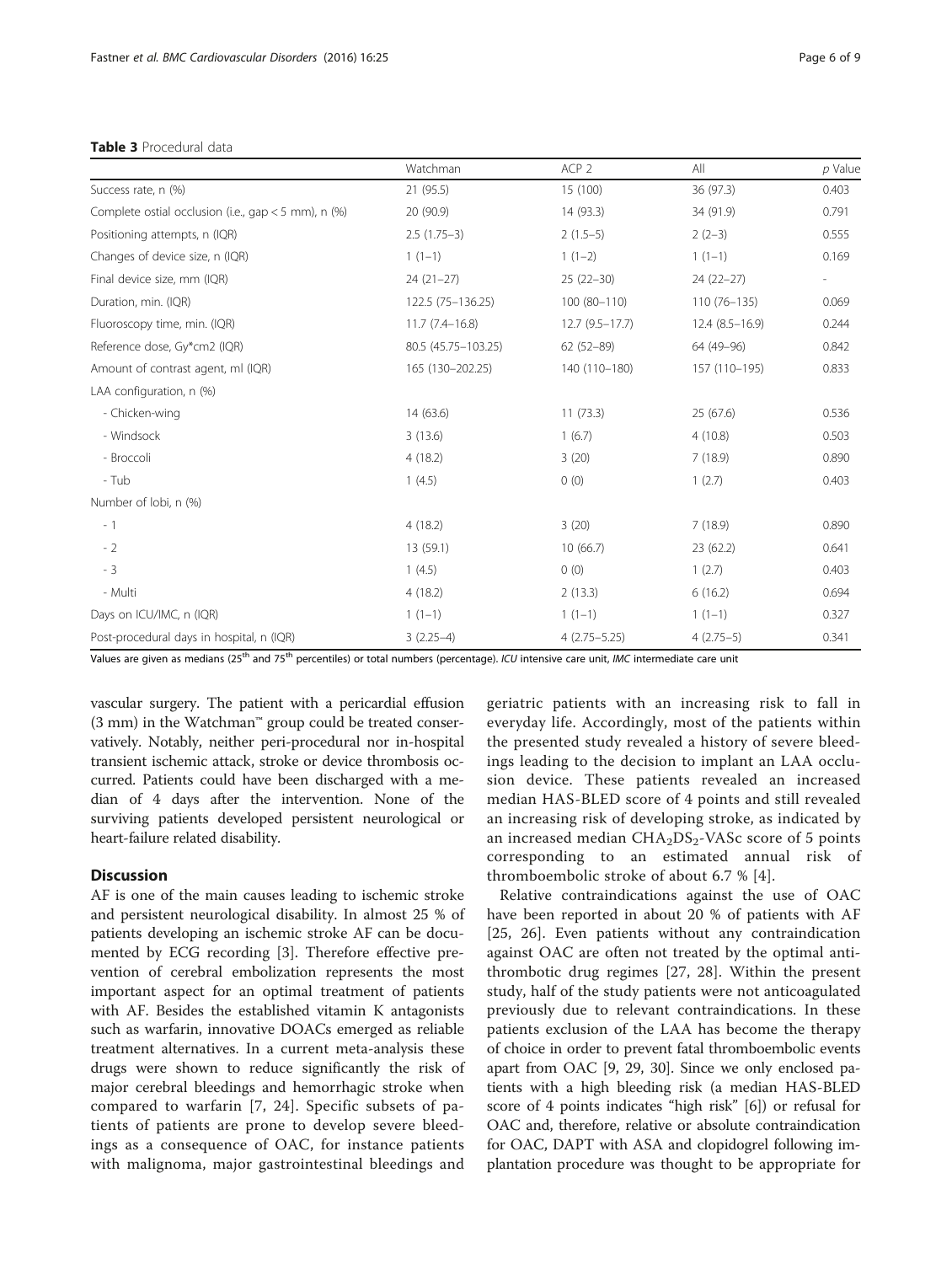**Table 3** Procedural data

| | Watchman | ACP 2 | All | *p* Value |
|---|---|---|---|---|
| Success rate, n (%) | 21 (95.5) | 15 (100) | 36 (97.3) | 0.403 |
| Complete ostial occlusion (i.e., gap < 5 mm), n (%) | 20 (90.9) | 14 (93.3) | 34 (91.9) | 0.791 |
| Positioning attempts, n (IQR) | 2.5 (1.75–3) | 2 (1.5–5) | 2 (2–3) | 0.555 |
| Changes of device size, n (IQR) | 1 (1–1) | 1 (1–2) | 1 (1–1) | 0.169 |
| Final device size, mm (IQR) | 24 (21–27) | 25 (22–30) | 24 (22–27) | - |
| Duration, min. (IQR) | 122.5 (75–136.25) | 100 (80–110) | 110 (76–135) | 0.069 |
| Fluoroscopy time, min. (IQR) | 11.7 (7.4–16.8) | 12.7 (9.5–17.7) | 12.4 (8.5–16.9) | 0.244 |
| Reference dose, Gy*cm2 (IQR) | 80.5 (45.75–103.25) | 62 (52–89) | 64 (49–96) | 0.842 |
| Amount of contrast agent, ml (IQR) | 165 (130–202.25) | 140 (110–180) | 157 (110–195) | 0.833 |
| LAA configuration, n (%) | | | | |
| - Chicken-wing | 14 (63.6) | 11 (73.3) | 25 (67.6) | 0.536 |
| - Windsock | 3 (13.6) | 1 (6.7) | 4 (10.8) | 0.503 |
| - Broccoli | 4 (18.2) | 3 (20) | 7 (18.9) | 0.890 |
| - Tub | 1 (4.5) | 0 (0) | 1 (2.7) | 0.403 |
| Number of lobi, n (%) | | | | |
| - 1 | 4 (18.2) | 3 (20) | 7 (18.9) | 0.890 |
| - 2 | 13 (59.1) | 10 (66.7) | 23 (62.2) | 0.641 |
| - 3 | 1 (4.5) | 0 (0) | 1 (2.7) | 0.403 |
| - Multi | 4 (18.2) | 2 (13.3) | 6 (16.2) | 0.694 |
| Days on ICU/IMC, n (IQR) | 1 (1–1) | 1 (1–1) | 1 (1–1) | 0.327 |
| Post-procedural days in hospital, n (IQR) | 3 (2.25–4) | 4 (2.75–5.25) | 4 (2.75–5) | 0.341 |

Values are given as medians (25th and 75th percentiles) or total numbers (percentage). *ICU* intensive care unit, *IMC* intermediate care unit

vascular surgery. The patient with a pericardial effusion (3 mm) in the Watchman™ group could be treated conservatively. Notably, neither peri-procedural nor in-hospital transient ischemic attack, stroke or device thrombosis occurred. Patients could have been discharged with a median of 4 days after the intervention. None of the surviving patients developed persistent neurological or heart-failure related disability.

## Discussion

AF is one of the main causes leading to ischemic stroke and persistent neurological disability. In almost 25 % of patients developing an ischemic stroke AF can be documented by ECG recording [3]. Therefore effective prevention of cerebral embolization represents the most important aspect for an optimal treatment of patients with AF. Besides the established vitamin K antagonists such as warfarin, innovative DOACs emerged as reliable treatment alternatives. In a current meta-analysis these drugs were shown to reduce significantly the risk of major cerebral bleedings and hemorrhagic stroke when compared to warfarin [7, 24]. Specific subsets of patients of patients are prone to develop severe bleedings as a consequence of OAC, for instance patients with malignoma, major gastrointestinal bleedings and geriatric patients with an increasing risk to fall in everyday life. Accordingly, most of the patients within the presented study revealed a history of severe bleedings leading to the decision to implant an LAA occlusion device. These patients revealed an increased median HAS-BLED score of 4 points and still revealed an increasing risk of developing stroke, as indicated by an increased median $CHA_2DS_2$-VASc score of 5 points corresponding to an estimated annual risk of thromboembolic stroke of about 6.7 % [4].

Relative contraindications against the use of OAC have been reported in about 20 % of patients with AF [25, 26]. Even patients without any contraindication against OAC are often not treated by the optimal antithrombotic drug regimes [27, 28]. Within the present study, half of the study patients were not anticoagulated previously due to relevant contraindications. In these patients exclusion of the LAA has become the therapy of choice in order to prevent fatal thromboembolic events apart from OAC [9, 29, 30]. Since we only enclosed patients with a high bleeding risk (a median HAS-BLED score of 4 points indicates "high risk" [6]) or refusal for OAC and, therefore, relative or absolute contraindication for OAC, DAPT with ASA and clopidogrel following implantation procedure was thought to be appropriate for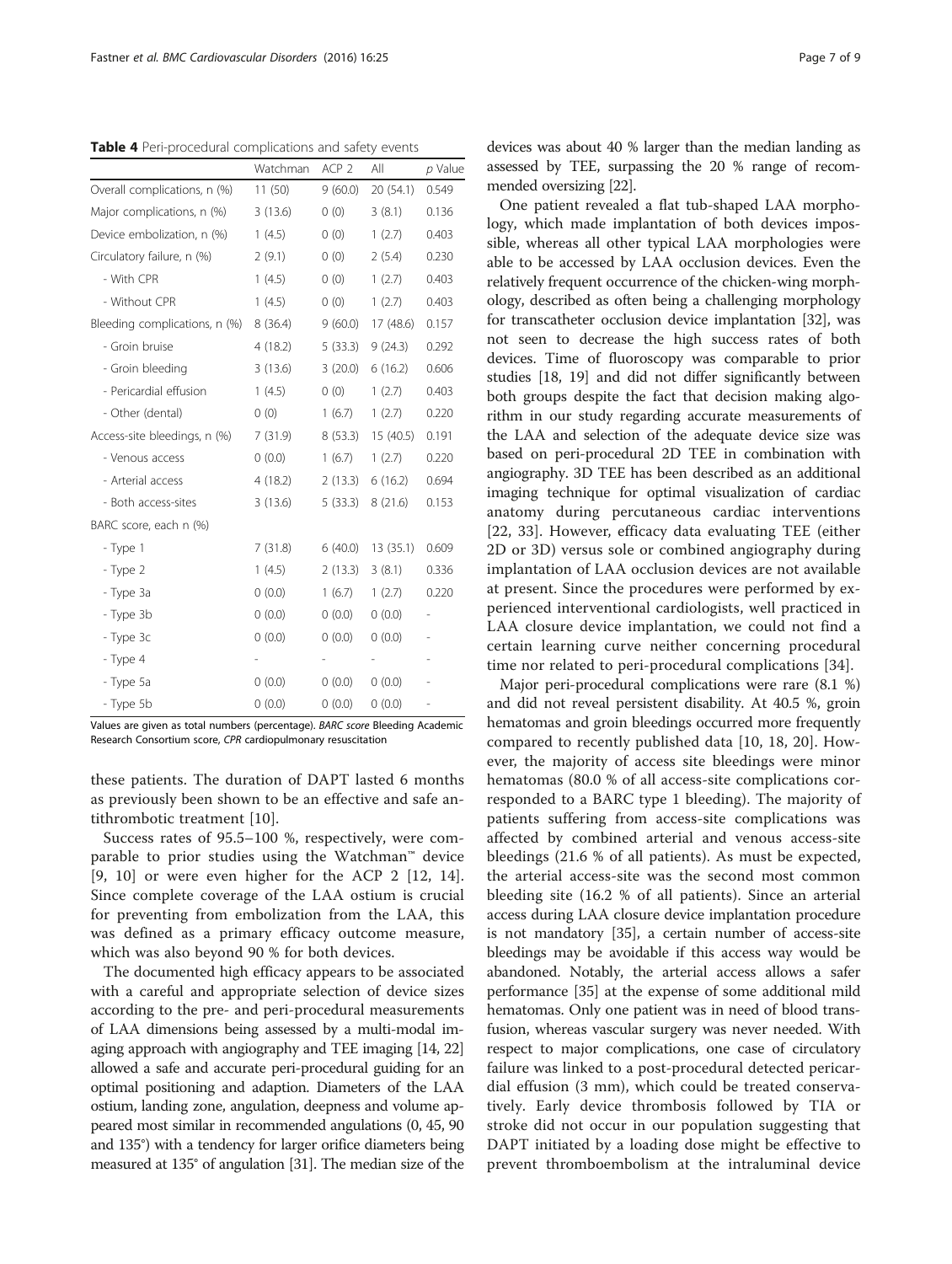**Table 4** Peri-procedural complications and safety events

| | Watchman | ACP 2 | All | *p* Value |
|---|---|---|---|---|
| Overall complications, n (%) | 11 (50) | 9 (60.0) | 20 (54.1) | 0.549 |
| Major complications, n (%) | 3 (13.6) | 0 (0) | 3 (8.1) | 0.136 |
| Device embolization, n (%) | 1 (4.5) | 0 (0) | 1 (2.7) | 0.403 |
| Circulatory failure, n (%) | 2 (9.1) | 0 (0) | 2 (5.4) | 0.230 |
| - With CPR | 1 (4.5) | 0 (0) | 1 (2.7) | 0.403 |
| - Without CPR | 1 (4.5) | 0 (0) | 1 (2.7) | 0.403 |
| Bleeding complications, n (%) | 8 (36.4) | 9 (60.0) | 17 (48.6) | 0.157 |
| - Groin bruise | 4 (18.2) | 5 (33.3) | 9 (24.3) | 0.292 |
| - Groin bleeding | 3 (13.6) | 3 (20.0) | 6 (16.2) | 0.606 |
| - Pericardial effusion | 1 (4.5) | 0 (0) | 1 (2.7) | 0.403 |
| - Other (dental) | 0 (0) | 1 (6.7) | 1 (2.7) | 0.220 |
| Access-site bleedings, n (%) | 7 (31.9) | 8 (53.3) | 15 (40.5) | 0.191 |
| - Venous access | 0 (0.0) | 1 (6.7) | 1 (2.7) | 0.220 |
| - Arterial access | 4 (18.2) | 2 (13.3) | 6 (16.2) | 0.694 |
| - Both access-sites | 3 (13.6) | 5 (33.3) | 8 (21.6) | 0.153 |
| BARC score, each n (%) | | | | |
| - Type 1 | 7 (31.8) | 6 (40.0) | 13 (35.1) | 0.609 |
| - Type 2 | 1 (4.5) | 2 (13.3) | 3 (8.1) | 0.336 |
| - Type 3a | 0 (0.0) | 1 (6.7) | 1 (2.7) | 0.220 |
| - Type 3b | 0 (0.0) | 0 (0.0) | 0 (0.0) | - |
| - Type 3c | 0 (0.0) | 0 (0.0) | 0 (0.0) | - |
| - Type 4 | - | - | - | - |
| - Type 5a | 0 (0.0) | 0 (0.0) | 0 (0.0) | - |
| - Type 5b | 0 (0.0) | 0 (0.0) | 0 (0.0) | - |

Values are given as total numbers (percentage). *BARC score* Bleeding Academic Research Consortium score, *CPR* cardiopulmonary resuscitation

these patients. The duration of DAPT lasted 6 months as previously been shown to be an effective and safe antithrombotic treatment [10].

Success rates of 95.5–100 %, respectively, were comparable to prior studies using the Watchman™ device [9, 10] or were even higher for the ACP 2 [12, 14]. Since complete coverage of the LAA ostium is crucial for preventing from embolization from the LAA, this was defined as a primary efficacy outcome measure, which was also beyond 90 % for both devices.

The documented high efficacy appears to be associated with a careful and appropriate selection of device sizes according to the pre- and peri-procedural measurements of LAA dimensions being assessed by a multi-modal imaging approach with angiography and TEE imaging [14, 22] allowed a safe and accurate peri-procedural guiding for an optimal positioning and adaption. Diameters of the LAA ostium, landing zone, angulation, deepness and volume appeared most similar in recommended angulations (0, 45, 90 and 135°) with a tendency for larger orifice diameters being measured at 135° of angulation [31]. The median size of the devices was about 40 % larger than the median landing as assessed by TEE, surpassing the 20 % range of recommended oversizing [22].

One patient revealed a flat tub-shaped LAA morphology, which made implantation of both devices impossible, whereas all other typical LAA morphologies were able to be accessed by LAA occlusion devices. Even the relatively frequent occurrence of the chicken-wing morphology, described as often being a challenging morphology for transcatheter occlusion device implantation [32], was not seen to decrease the high success rates of both devices. Time of fluoroscopy was comparable to prior studies [18, 19] and did not differ significantly between both groups despite the fact that decision making algorithm in our study regarding accurate measurements of the LAA and selection of the adequate device size was based on peri-procedural 2D TEE in combination with angiography. 3D TEE has been described as an additional imaging technique for optimal visualization of cardiac anatomy during percutaneous cardiac interventions [22, 33]. However, efficacy data evaluating TEE (either 2D or 3D) versus sole or combined angiography during implantation of LAA occlusion devices are not available at present. Since the procedures were performed by experienced interventional cardiologists, well practiced in LAA closure device implantation, we could not find a certain learning curve neither concerning procedural time nor related to peri-procedural complications [34].

Major peri-procedural complications were rare (8.1 %) and did not reveal persistent disability. At 40.5 %, groin hematomas and groin bleedings occurred more frequently compared to recently published data [10, 18, 20]. However, the majority of access site bleedings were minor hematomas (80.0 % of all access-site complications corresponded to a BARC type 1 bleeding). The majority of patients suffering from access-site complications was affected by combined arterial and venous access-site bleedings (21.6 % of all patients). As must be expected, the arterial access-site was the second most common bleeding site (16.2 % of all patients). Since an arterial access during LAA closure device implantation procedure is not mandatory [35], a certain number of access-site bleedings may be avoidable if this access way would be abandoned. Notably, the arterial access allows a safer performance [35] at the expense of some additional mild hematomas. Only one patient was in need of blood transfusion, whereas vascular surgery was never needed. With respect to major complications, one case of circulatory failure was linked to a post-procedural detected pericardial effusion (3 mm), which could be treated conservatively. Early device thrombosis followed by TIA or stroke did not occur in our population suggesting that DAPT initiated by a loading dose might be effective to prevent thromboembolism at the intraluminal device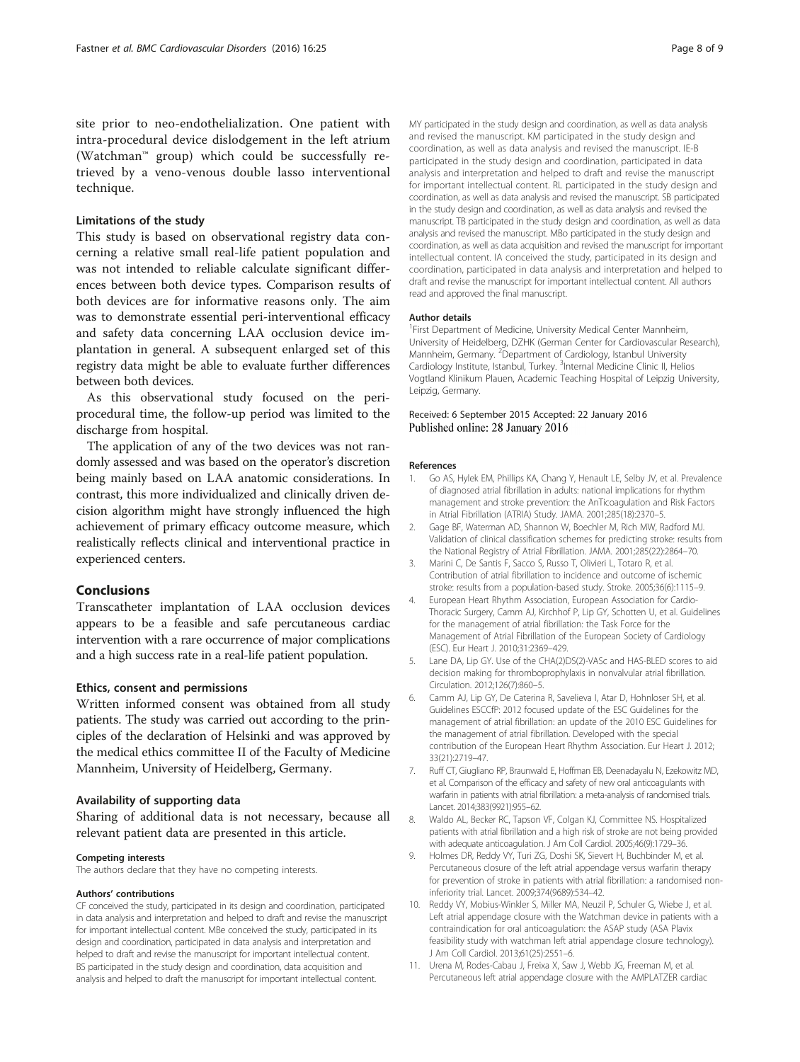site prior to neo-endothelialization. One patient with intra-procedural device dislodgement in the left atrium (Watchman™ group) which could be successfully retrieved by a veno-venous double lasso interventional technique.

### Limitations of the study

This study is based on observational registry data concerning a relative small real-life patient population and was not intended to reliable calculate significant differences between both device types. Comparison results of both devices are for informative reasons only. The aim was to demonstrate essential peri-interventional efficacy and safety data concerning LAA occlusion device implantation in general. A subsequent enlarged set of this registry data might be able to evaluate further differences between both devices.

As this observational study focused on the peri-procedural time, the follow-up period was limited to the discharge from hospital.

The application of any of the two devices was not randomly assessed and was based on the operator's discretion being mainly based on LAA anatomic considerations. In contrast, this more individualized and clinically driven decision algorithm might have strongly influenced the high achievement of primary efficacy outcome measure, which realistically reflects clinical and interventional practice in experienced centers.

## Conclusions

Transcatheter implantation of LAA occlusion devices appears to be a feasible and safe percutaneous cardiac intervention with a rare occurrence of major complications and a high success rate in a real-life patient population.

### Ethics, consent and permissions

Written informed consent was obtained from all study patients. The study was carried out according to the principles of the declaration of Helsinki and was approved by the medical ethics committee II of the Faculty of Medicine Mannheim, University of Heidelberg, Germany.

### Availability of supporting data

Sharing of additional data is not necessary, because all relevant patient data are presented in this article.

#### Competing interests

The authors declare that they have no competing interests.

#### Authors' contributions

CF conceived the study, participated in its design and coordination, participated in data analysis and interpretation and helped to draft and revise the manuscript for important intellectual content. MBe conceived the study, participated in its design and coordination, participated in data analysis and interpretation and helped to draft and revise the manuscript for important intellectual content. BS participated in the study design and coordination, data acquisition and analysis and helped to draft the manuscript for important intellectual content. MY participated in the study design and coordination, as well as data analysis and revised the manuscript. KM participated in the study design and coordination, as well as data analysis and revised the manuscript. IE-B participated in the study design and coordination, participated in data analysis and interpretation and helped to draft and revise the manuscript for important intellectual content. RL participated in the study design and coordination, as well as data analysis and revised the manuscript. SB participated in the study design and coordination, as well as data analysis and revised the manuscript. TB participated in the study design and coordination, as well as data analysis and revised the manuscript. MBo participated in the study design and coordination, as well as data acquisition and revised the manuscript for important intellectual content. IA conceived the study, participated in its design and coordination, participated in data analysis and interpretation and helped to draft and revise the manuscript for important intellectual content. All authors read and approved the final manuscript.

#### Author details

[1]First Department of Medicine, University Medical Center Mannheim, University of Heidelberg, DZHK (German Center for Cardiovascular Research), Mannheim, Germany. [2]Department of Cardiology, Istanbul University Cardiology Institute, Istanbul, Turkey. [3]Internal Medicine Clinic II, Helios Vogtland Klinikum Plauen, Academic Teaching Hospital of Leipzig University, Leipzig, Germany.

Received: 6 September 2015 Accepted: 22 January 2016
Published online: 28 January 2016

#### References

1. Go AS, Hylek EM, Phillips KA, Chang Y, Henault LE, Selby JV, et al. Prevalence of diagnosed atrial fibrillation in adults: national implications for rhythm management and stroke prevention: the AnTicoagulation and Risk Factors in Atrial Fibrillation (ATRIA) Study. JAMA. 2001;285(18):2370–5.
2. Gage BF, Waterman AD, Shannon W, Boechler M, Rich MW, Radford MJ. Validation of clinical classification schemes for predicting stroke: results from the National Registry of Atrial Fibrillation. JAMA. 2001;285(22):2864–70.
3. Marini C, De Santis F, Sacco S, Russo T, Olivieri L, Totaro R, et al. Contribution of atrial fibrillation to incidence and outcome of ischemic stroke: results from a population-based study. Stroke. 2005;36(6):1115–9.
4. European Heart Rhythm Association, European Association for Cardio-Thoracic Surgery, Camm AJ, Kirchhof P, Lip GY, Schotten U, et al. Guidelines for the management of atrial fibrillation: the Task Force for the Management of Atrial Fibrillation of the European Society of Cardiology (ESC). Eur Heart J. 2010;31:2369–429.
5. Lane DA, Lip GY. Use of the CHA(2)DS(2)-VASc and HAS-BLED scores to aid decision making for thromboprophylaxis in nonvalvular atrial fibrillation. Circulation. 2012;126(7):860–5.
6. Camm AJ, Lip GY, De Caterina R, Savelieva I, Atar D, Hohnloser SH, et al. Guidelines ESCCfP: 2012 focused update of the ESC Guidelines for the management of atrial fibrillation: an update of the 2010 ESC Guidelines for the management of atrial fibrillation. Developed with the special contribution of the European Heart Rhythm Association. Eur Heart J. 2012; 33(21):2719–47.
7. Ruff CT, Giugliano RP, Braunwald E, Hoffman EB, Deenadayalu N, Ezekowitz MD, et al. Comparison of the efficacy and safety of new oral anticoagulants with warfarin in patients with atrial fibrillation: a meta-analysis of randomised trials. Lancet. 2014;383(9921):955–62.
8. Waldo AL, Becker RC, Tapson VF, Colgan KJ, Committee NS. Hospitalized patients with atrial fibrillation and a high risk of stroke are not being provided with adequate anticoagulation. J Am Coll Cardiol. 2005;46(9):1729–36.
9. Holmes DR, Reddy VY, Turi ZG, Doshi SK, Sievert H, Buchbinder M, et al. Percutaneous closure of the left atrial appendage versus warfarin therapy for prevention of stroke in patients with atrial fibrillation: a randomised non-inferiority trial. Lancet. 2009;374(9689):534–42.
10. Reddy VY, Mobius-Winkler S, Miller MA, Neuzil P, Schuler G, Wiebe J, et al. Left atrial appendage closure with the Watchman device in patients with a contraindication for oral anticoagulation: the ASAP study (ASA Plavix feasibility study with watchman left atrial appendage closure technology). J Am Coll Cardiol. 2013;61(25):2551–6.
11. Urena M, Rodes-Cabau J, Freixa X, Saw J, Webb JG, Freeman M, et al. Percutaneous left atrial appendage closure with the AMPLATZER cardiac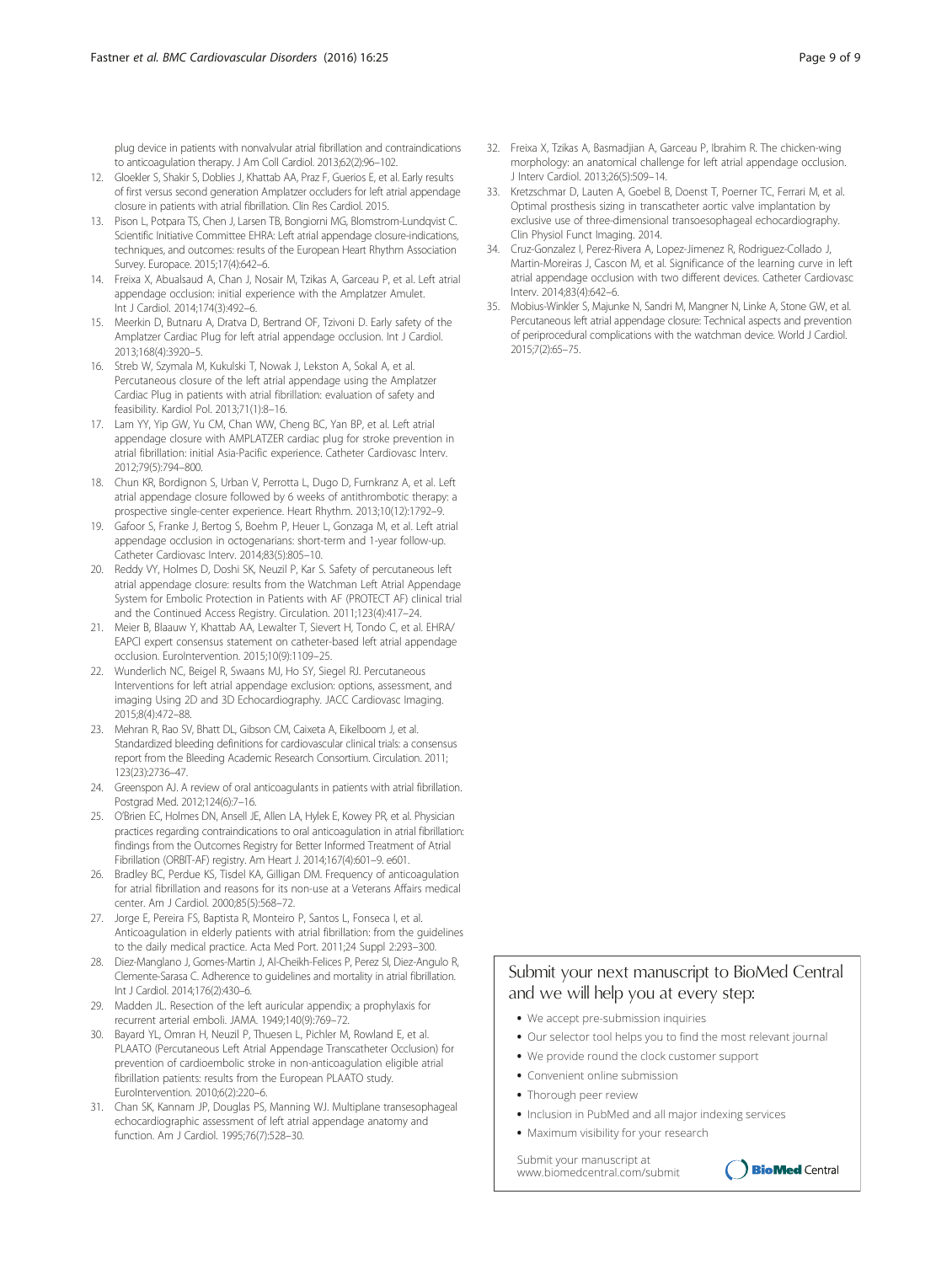plug device in patients with nonvalvular atrial fibrillation and contraindications to anticoagulation therapy. J Am Coll Cardiol. 2013;62(2):96–102.

12. Gloekler S, Shakir S, Doblies J, Khattab AA, Praz F, Guerios E, et al. Early results of first versus second generation Amplatzer occluders for left atrial appendage closure in patients with atrial fibrillation. Clin Res Cardiol. 2015.
13. Pison L, Potpara TS, Chen J, Larsen TB, Bongiorni MG, Blomstrom-Lundqvist C. Scientific Initiative Committee EHRA: Left atrial appendage closure-indications, techniques, and outcomes: results of the European Heart Rhythm Association Survey. Europace. 2015;17(4):642–6.
14. Freixa X, Abualsaud A, Chan J, Nosair M, Tzikas A, Garceau P, et al. Left atrial appendage occlusion: initial experience with the Amplatzer Amulet. Int J Cardiol. 2014;174(3):492–6.
15. Meerkin D, Butnaru A, Dratva D, Bertrand OF, Tzivoni D. Early safety of the Amplatzer Cardiac Plug for left atrial appendage occlusion. Int J Cardiol. 2013;168(4):3920–5.
16. Streb W, Szymala M, Kukulski T, Nowak J, Lekston A, Sokal A, et al. Percutaneous closure of the left atrial appendage using the Amplatzer Cardiac Plug in patients with atrial fibrillation: evaluation of safety and feasibility. Kardiol Pol. 2013;71(1):8–16.
17. Lam YY, Yip GW, Yu CM, Chan WW, Cheng BC, Yan BP, et al. Left atrial appendage closure with AMPLATZER cardiac plug for stroke prevention in atrial fibrillation: initial Asia-Pacific experience. Catheter Cardiovasc Interv. 2012;79(5):794–800.
18. Chun KR, Bordignon S, Urban V, Perrotta L, Dugo D, Furnkranz A, et al. Left atrial appendage closure followed by 6 weeks of antithrombotic therapy: a prospective single-center experience. Heart Rhythm. 2013;10(12):1792–9.
19. Gafoor S, Franke J, Bertog S, Boehm P, Heuer L, Gonzaga M, et al. Left atrial appendage occlusion in octogenarians: short-term and 1-year follow-up. Catheter Cardiovasc Interv. 2014;83(5):805–10.
20. Reddy VY, Holmes D, Doshi SK, Neuzil P, Kar S. Safety of percutaneous left atrial appendage closure: results from the Watchman Left Atrial Appendage System for Embolic Protection in Patients with AF (PROTECT AF) clinical trial and the Continued Access Registry. Circulation. 2011;123(4):417–24.
21. Meier B, Blaauw Y, Khattab AA, Lewalter T, Sievert H, Tondo C, et al. EHRA/EAPCI expert consensus statement on catheter-based left atrial appendage occlusion. EuroIntervention. 2015;10(9):1109–25.
22. Wunderlich NC, Beigel R, Swaans MJ, Ho SY, Siegel RJ. Percutaneous Interventions for left atrial appendage exclusion: options, assessment, and imaging Using 2D and 3D Echocardiography. JACC Cardiovasc Imaging. 2015;8(4):472–88.
23. Mehran R, Rao SV, Bhatt DL, Gibson CM, Caixeta A, Eikelboom J, et al. Standardized bleeding definitions for cardiovascular clinical trials: a consensus report from the Bleeding Academic Research Consortium. Circulation. 2011; 123(23):2736–47.
24. Greenspon AJ. A review of oral anticoagulants in patients with atrial fibrillation. Postgrad Med. 2012;124(6):7–16.
25. O'Brien EC, Holmes DN, Ansell JE, Allen LA, Hylek E, Kowey PR, et al. Physician practices regarding contraindications to oral anticoagulation in atrial fibrillation: findings from the Outcomes Registry for Better Informed Treatment of Atrial Fibrillation (ORBIT-AF) registry. Am Heart J. 2014;167(4):601–9. e601.
26. Bradley BC, Perdue KS, Tisdel KA, Gilligan DM. Frequency of anticoagulation for atrial fibrillation and reasons for its non-use at a Veterans Affairs medical center. Am J Cardiol. 2000;85(5):568–72.
27. Jorge E, Pereira FS, Baptista R, Monteiro P, Santos L, Fonseca I, et al. Anticoagulation in elderly patients with atrial fibrillation: from the guidelines to the daily medical practice. Acta Med Port. 2011;24 Suppl 2:293–300.
28. Diez-Manglano J, Gomes-Martin J, Al-Cheikh-Felices P, Perez SI, Diez-Angulo R, Clemente-Sarasa C. Adherence to guidelines and mortality in atrial fibrillation. Int J Cardiol. 2014;176(2):430–6.
29. Madden JL. Resection of the left auricular appendix; a prophylaxis for recurrent arterial emboli. JAMA. 1949;140(9):769–72.
30. Bayard YL, Omran H, Neuzil P, Thuesen L, Pichler M, Rowland E, et al. PLAATO (Percutaneous Left Atrial Appendage Transcatheter Occlusion) for prevention of cardioembolic stroke in non-anticoagulation eligible atrial fibrillation patients: results from the European PLAATO study. EuroIntervention. 2010;6(2):220–6.
31. Chan SK, Kannam JP, Douglas PS, Manning WJ. Multiplane transesophageal echocardiographic assessment of left atrial appendage anatomy and function. Am J Cardiol. 1995;76(7):528–30.
32. Freixa X, Tzikas A, Basmadjian A, Garceau P, Ibrahim R. The chicken-wing morphology: an anatomical challenge for left atrial appendage occlusion. J Interv Cardiol. 2013;26(5):509–14.
33. Kretzschmar D, Lauten A, Goebel B, Doenst T, Poerner TC, Ferrari M, et al. Optimal prosthesis sizing in transcatheter aortic valve implantation by exclusive use of three-dimensional transoesophageal echocardiography. Clin Physiol Funct Imaging. 2014.
34. Cruz-Gonzalez I, Perez-Rivera A, Lopez-Jimenez R, Rodriguez-Collado J, Martin-Moreiras J, Cascon M, et al. Significance of the learning curve in left atrial appendage occlusion with two different devices. Catheter Cardiovasc Interv. 2014;83(4):642–6.
35. Mobius-Winkler S, Majunke N, Sandri M, Mangner N, Linke A, Stone GW, et al. Percutaneous left atrial appendage closure: Technical aspects and prevention of periprocedural complications with the watchman device. World J Cardiol. 2015;7(2):65–75.

Submit your next manuscript to BioMed Central and we will help you at every step:

- We accept pre-submission inquiries
- Our selector tool helps you to find the most relevant journal
- We provide round the clock customer support
- Convenient online submission
- Thorough peer review
- Inclusion in PubMed and all major indexing services
- Maximum visibility for your research

Submit your manuscript at www.biomedcentral.com/submit

BioMed Central